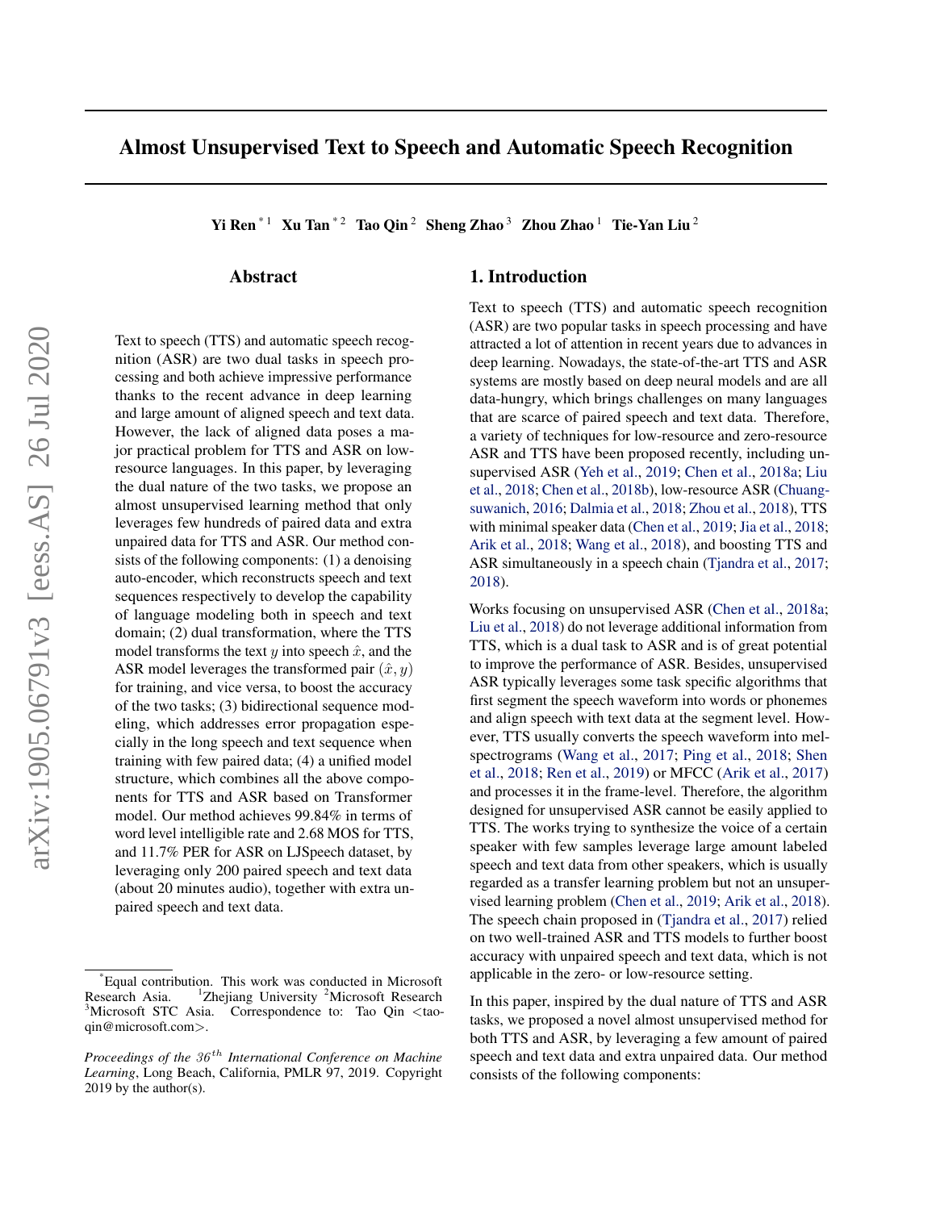# Almost Unsupervised Text to Speech and Automatic Speech Recognition

**Yi Ren** [*1] **Xu Tan** [*2] **Tao Qin** [2] **Sheng Zhao** [3] **Zhou Zhao** [1] **Tie-Yan Liu** [2]

## Abstract

Text to speech (TTS) and automatic speech recognition (ASR) are two dual tasks in speech processing and both achieve impressive performance thanks to the recent advance in deep learning and large amount of aligned speech and text data. However, the lack of aligned data poses a major practical problem for TTS and ASR on low-resource languages. In this paper, by leveraging the dual nature of the two tasks, we propose an almost unsupervised learning method that only leverages few hundreds of paired data and extra unpaired data for TTS and ASR. Our method consists of the following components: (1) a denoising auto-encoder, which reconstructs speech and text sequences respectively to develop the capability of language modeling both in speech and text domain; (2) dual transformation, where the TTS model transforms the text $y$ into speech $\hat{x}$, and the ASR model leverages the transformed pair $(\hat{x}, y)$ for training, and vice versa, to boost the accuracy of the two tasks; (3) bidirectional sequence modeling, which addresses error propagation especially in the long speech and text sequence when training with few paired data; (4) a unified model structure, which combines all the above components for TTS and ASR based on Transformer model. Our method achieves 99.84% in terms of word level intelligible rate and 2.68 MOS for TTS, and 11.7% PER for ASR on LJSpeech dataset, by leveraging only 200 paired speech and text data (about 20 minutes audio), together with extra unpaired speech and text data.

## 1. Introduction

Text to speech (TTS) and automatic speech recognition (ASR) are two popular tasks in speech processing and have attracted a lot of attention in recent years due to advances in deep learning. Nowadays, the state-of-the-art TTS and ASR systems are mostly based on deep neural models and are all data-hungry, which brings challenges on many languages that are scarce of paired speech and text data. Therefore, a variety of techniques for low-resource and zero-resource ASR and TTS have been proposed recently, including unsupervised ASR (Yeh et al., 2019; Chen et al., 2018a; Liu et al., 2018; Chen et al., 2018b), low-resource ASR (Chuangsuwanich, 2016; Dalmia et al., 2018; Zhou et al., 2018), TTS with minimal speaker data (Chen et al., 2019; Jia et al., 2018; Arik et al., 2018; Wang et al., 2018), and boosting TTS and ASR simultaneously in a speech chain (Tjandra et al., 2017; 2018).

Works focusing on unsupervised ASR (Chen et al., 2018a; Liu et al., 2018) do not leverage additional information from TTS, which is a dual task to ASR and is of great potential to improve the performance of ASR. Besides, unsupervised ASR typically leverages some task specific algorithms that first segment the speech waveform into words or phonemes and align speech with text data at the segment level. However, TTS usually converts the speech waveform into mel-spectrograms (Wang et al., 2017; Ping et al., 2018; Shen et al., 2018; Ren et al., 2019) or MFCC (Arik et al., 2017) and processes it in the frame-level. Therefore, the algorithm designed for unsupervised ASR cannot be easily applied to TTS. The works trying to synthesize the voice of a certain speaker with few samples leverage large amount labeled speech and text data from other speakers, which is usually regarded as a transfer learning problem but not an unsupervised learning problem (Chen et al., 2019; Arik et al., 2018). The speech chain proposed in (Tjandra et al., 2017) relied on two well-trained ASR and TTS models to further boost accuracy with unpaired speech and text data, which is not applicable in the zero- or low-resource setting.

In this paper, inspired by the dual nature of TTS and ASR tasks, we proposed a novel almost unsupervised method for both TTS and ASR, by leveraging a few amount of paired speech and text data and extra unpaired data. Our method consists of the following components:

---

[*] Equal contribution. This work was conducted in Microsoft Research Asia. [1] Zhejiang University [2] Microsoft Research [3] Microsoft STC Asia. Correspondence to: Tao Qin <taoqin@microsoft.com>.

*Proceedings of the 36th International Conference on Machine Learning*, Long Beach, California, PMLR 97, 2019. Copyright 2019 by the author(s).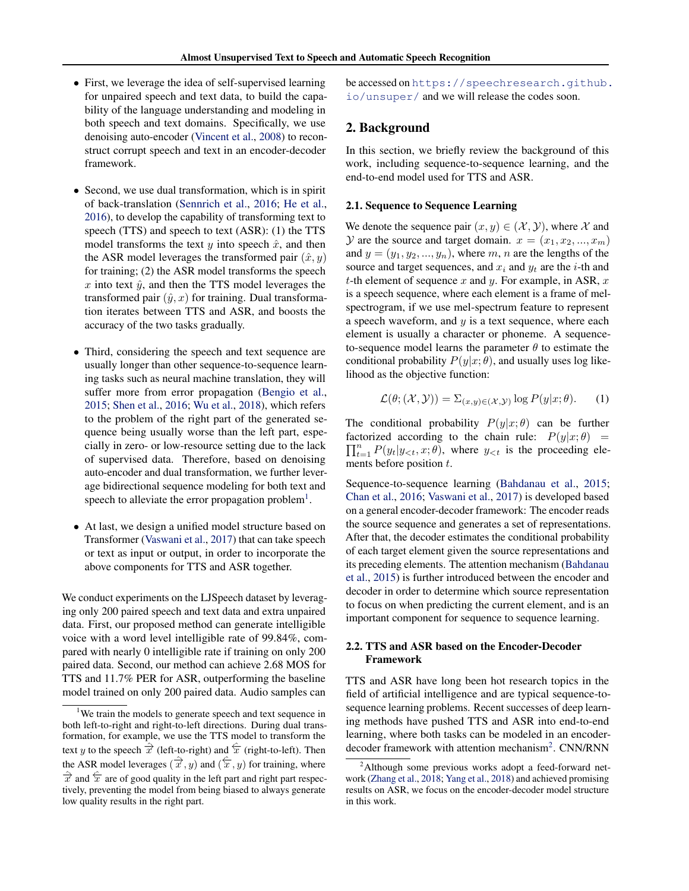- First, we leverage the idea of self-supervised learning for unpaired speech and text data, to build the capability of the language understanding and modeling in both speech and text domains. Specifically, we use denoising auto-encoder (Vincent et al., 2008) to reconstruct corrupt speech and text in an encoder-decoder framework.

- Second, we use dual transformation, which is in spirit of back-translation (Sennrich et al., 2016; He et al., 2016), to develop the capability of transforming text to speech (TTS) and speech to text (ASR): (1) the TTS model transforms the text $y$ into speech $\hat{x}$, and then the ASR model leverages the transformed pair $(\hat{x}, y)$ for training; (2) the ASR model transforms the speech $x$ into text $\hat{y}$, and then the TTS model leverages the transformed pair $(\hat{y}, x)$ for training. Dual transformation iterates between TTS and ASR, and boosts the accuracy of the two tasks gradually.

- Third, considering the speech and text sequence are usually longer than other sequence-to-sequence learning tasks such as neural machine translation, they will suffer more from error propagation (Bengio et al., 2015; Shen et al., 2016; Wu et al., 2018), which refers to the problem of the right part of the generated sequence being usually worse than the left part, especially in zero- or low-resource setting due to the lack of supervised data. Therefore, based on denoising auto-encoder and dual transformation, we further leverage bidirectional sequence modeling for both text and speech to alleviate the error propagation problem[1].

- At last, we design a unified model structure based on Transformer (Vaswani et al., 2017) that can take speech or text as input or output, in order to incorporate the above components for TTS and ASR together.

We conduct experiments on the LJSpeech dataset by leveraging only 200 paired speech and text data and extra unpaired data. First, our proposed method can generate intelligible voice with a word level intelligible rate of 99.84%, compared with nearly 0 intelligible rate if training on only 200 paired data. Second, our method can achieve 2.68 MOS for TTS and 11.7% PER for ASR, outperforming the baseline model trained on only 200 paired data. Audio samples can be accessed on https://speechresearch.github.io/unsuper/ and we will release the codes soon.

[1] We train the models to generate speech and text sequence in both left-to-right and right-to-left directions. During dual transformation, for example, we use the TTS model to transform the text $y$ to the speech $\overrightarrow{x}$ (left-to-right) and $\overleftarrow{x}$ (right-to-left). Then the ASR model leverages $(\overrightarrow{x}, y)$ and $(\overleftarrow{x}, y)$ for training, where $\overrightarrow{x}$ and $\overleftarrow{x}$ are of good quality in the left part and right part respectively, preventing the model from being biased to always generate low quality results in the right part.

## 2. Background

In this section, we briefly review the background of this work, including sequence-to-sequence learning, and the end-to-end model used for TTS and ASR.

### 2.1. Sequence to Sequence Learning

We denote the sequence pair $(x, y) \in (\mathcal{X}, \mathcal{Y})$, where $\mathcal{X}$ and $\mathcal{Y}$ are the source and target domain. $x = (x_1, x_2, ..., x_m)$ and $y = (y_1, y_2, ..., y_n)$, where $m$, $n$ are the lengths of the source and target sequences, and $x_i$ and $y_t$ are the $i$-th and $t$-th element of sequence $x$ and $y$. For example, in ASR, $x$ is a speech sequence, where each element is a frame of mel-spectrogram, if we use mel-spectrum feature to represent a speech waveform, and $y$ is a text sequence, where each element is usually a character or phoneme. A sequence-to-sequence model learns the parameter $\theta$ to estimate the conditional probability $P(y|x;\theta)$, and usually uses log likelihood as the objective function:

$$\mathcal{L}(\theta; (\mathcal{X}, \mathcal{Y})) = \Sigma_{(x,y)\in(\mathcal{X},\mathcal{Y})} \log P(y|x;\theta). \quad (1)$$

The conditional probability $P(y|x;\theta)$ can be further factorized according to the chain rule: $P(y|x;\theta) = \prod_{t=1}^{n} P(y_t|y_{<t}, x;\theta)$, where $y_{<t}$ is the proceeding elements before position $t$.

Sequence-to-sequence learning (Bahdanau et al., 2015; Chan et al., 2016; Vaswani et al., 2017) is developed based on a general encoder-decoder framework: The encoder reads the source sequence and generates a set of representations. After that, the decoder estimates the conditional probability of each target element given the source representations and its preceding elements. The attention mechanism (Bahdanau et al., 2015) is further introduced between the encoder and decoder in order to determine which source representation to focus on when predicting the current element, and is an important component for sequence to sequence learning.

### 2.2. TTS and ASR based on the Encoder-Decoder Framework

TTS and ASR have long been hot research topics in the field of artificial intelligence and are typical sequence-to-sequence learning problems. Recent successes of deep learning methods have pushed TTS and ASR into end-to-end learning, where both tasks can be modeled in an encoder-decoder framework with attention mechanism[2]. CNN/RNN

[2] Although some previous works adopt a feed-forward network (Zhang et al., 2018; Yang et al., 2018) and achieved promising results on ASR, we focus on the encoder-decoder model structure in this work.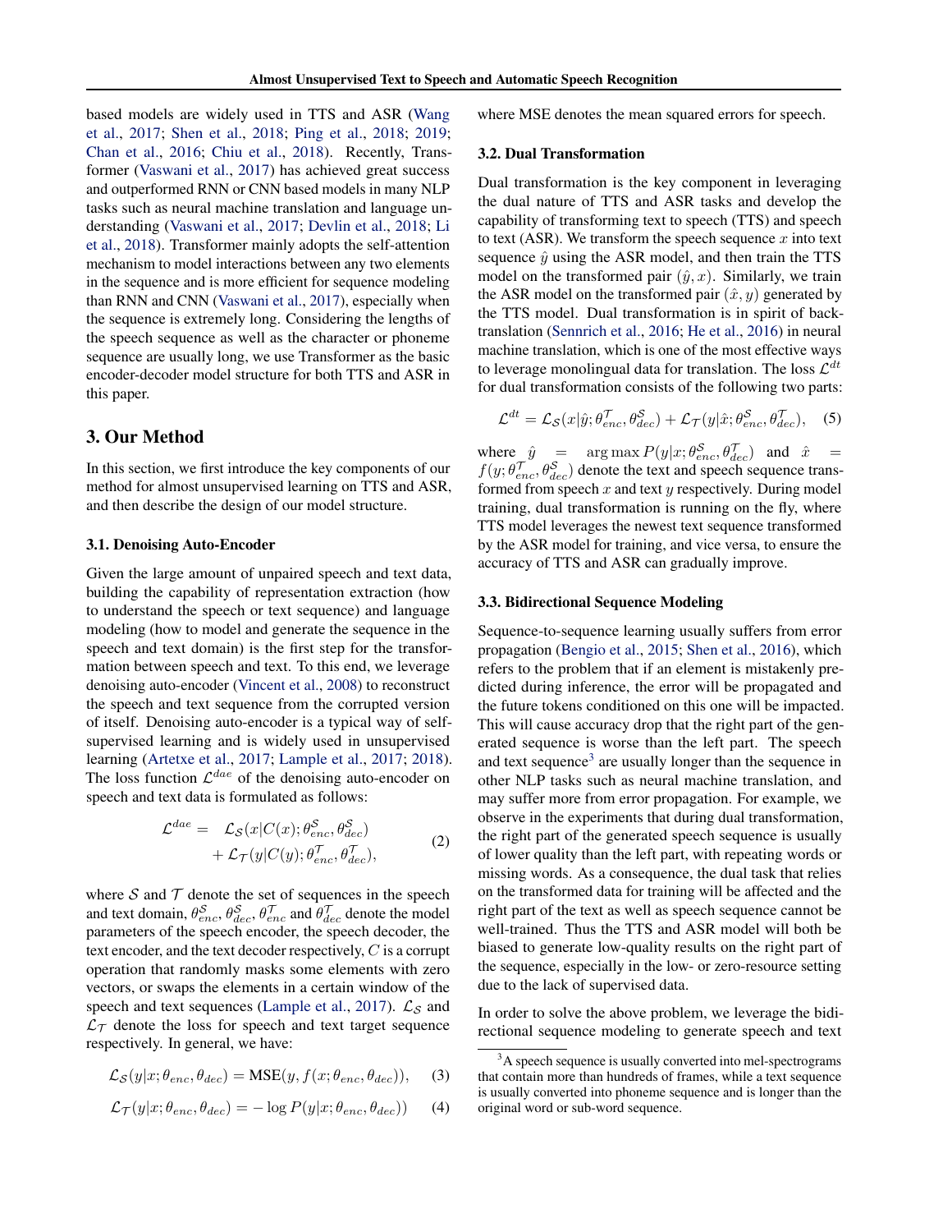based models are widely used in TTS and ASR (Wang et al., 2017; Shen et al., 2018; Ping et al., 2018; 2019; Chan et al., 2016; Chiu et al., 2018). Recently, Transformer (Vaswani et al., 2017) has achieved great success and outperformed RNN or CNN based models in many NLP tasks such as neural machine translation and language understanding (Vaswani et al., 2017; Devlin et al., 2018; Li et al., 2018). Transformer mainly adopts the self-attention mechanism to model interactions between any two elements in the sequence and is more efficient for sequence modeling than RNN and CNN (Vaswani et al., 2017), especially when the sequence is extremely long. Considering the lengths of the speech sequence as well as the character or phoneme sequence are usually long, we use Transformer as the basic encoder-decoder model structure for both TTS and ASR in this paper.

# 3. Our Method

In this section, we first introduce the key components of our method for almost unsupervised learning on TTS and ASR, and then describe the design of our model structure.

## 3.1. Denoising Auto-Encoder

Given the large amount of unpaired speech and text data, building the capability of representation extraction (how to understand the speech or text sequence) and language modeling (how to model and generate the sequence in the speech and text domain) is the first step for the transformation between speech and text. To this end, we leverage denoising auto-encoder (Vincent et al., 2008) to reconstruct the speech and text sequence from the corrupted version of itself. Denoising auto-encoder is a typical way of self-supervised learning and is widely used in unsupervised learning (Artetxe et al., 2017; Lample et al., 2017; 2018). The loss function $\mathcal{L}^{dae}$ of the denoising auto-encoder on speech and text data is formulated as follows:

$$
\begin{aligned}
\mathcal{L}^{dae} = \;& \mathcal{L}_{\mathcal{S}}(x|C(x);\theta_{enc}^{\mathcal{S}},\theta_{dec}^{\mathcal{S}}) \\
&+ \mathcal{L}_{\mathcal{T}}(y|C(y);\theta_{enc}^{\mathcal{T}},\theta_{dec}^{\mathcal{T}}),
\end{aligned} \tag{2}
$$

where $\mathcal{S}$ and $\mathcal{T}$ denote the set of sequences in the speech and text domain, $\theta_{enc}^{\mathcal{S}}$, $\theta_{dec}^{\mathcal{S}}$, $\theta_{enc}^{\mathcal{T}}$ and $\theta_{dec}^{\mathcal{T}}$ denote the model parameters of the speech encoder, the speech decoder, the text encoder, and the text decoder respectively, $C$ is a corrupt operation that randomly masks some elements with zero vectors, or swaps the elements in a certain window of the speech and text sequences (Lample et al., 2017). $\mathcal{L}_{\mathcal{S}}$ and $\mathcal{L}_{\mathcal{T}}$ denote the loss for speech and text target sequence respectively. In general, we have:

$$
\mathcal{L}_{\mathcal{S}}(y|x;\theta_{enc},\theta_{dec}) = \text{MSE}(y, f(x;\theta_{enc},\theta_{dec})), \tag{3}
$$

$$
\mathcal{L}_{\mathcal{T}}(y|x;\theta_{enc},\theta_{dec}) = -\log P(y|x;\theta_{enc},\theta_{dec})) \tag{4}
$$

where MSE denotes the mean squared errors for speech.

## 3.2. Dual Transformation

Dual transformation is the key component in leveraging the dual nature of TTS and ASR tasks and develop the capability of transforming text to speech (TTS) and speech to text (ASR). We transform the speech sequence $x$ into text sequence $\hat{y}$ using the ASR model, and then train the TTS model on the transformed pair $(\hat{y}, x)$. Similarly, we train the ASR model on the transformed pair $(\hat{x}, y)$ generated by the TTS model. Dual transformation is in spirit of back-translation (Sennrich et al., 2016; He et al., 2016) in neural machine translation, which is one of the most effective ways to leverage monolingual data for translation. The loss $\mathcal{L}^{dt}$ for dual transformation consists of the following two parts:

$$
\mathcal{L}^{dt} = \mathcal{L}_{\mathcal{S}}(x|\hat{y};\theta_{enc}^{\mathcal{T}},\theta_{dec}^{\mathcal{S}}) + \mathcal{L}_{\mathcal{T}}(y|\hat{x};\theta_{enc}^{\mathcal{S}},\theta_{dec}^{\mathcal{T}}), \tag{5}
$$

where $\hat{y} = \arg\max P(y|x;\theta_{enc}^{\mathcal{S}},\theta_{dec}^{\mathcal{T}})$ and $\hat{x} = f(y;\theta_{enc}^{\mathcal{T}},\theta_{dec}^{\mathcal{S}})$ denote the text and speech sequence transformed from speech $x$ and text $y$ respectively. During model training, dual transformation is running on the fly, where TTS model leverages the newest text sequence transformed by the ASR model for training, and vice versa, to ensure the accuracy of TTS and ASR can gradually improve.

## 3.3. Bidirectional Sequence Modeling

Sequence-to-sequence learning usually suffers from error propagation (Bengio et al., 2015; Shen et al., 2016), which refers to the problem that if an element is mistakenly predicted during inference, the error will be propagated and the future tokens conditioned on this one will be impacted. This will cause accuracy drop that the right part of the generated sequence is worse than the left part. The speech and text sequence[3] are usually longer than the sequence in other NLP tasks such as neural machine translation, and may suffer more from error propagation. For example, we observe in the experiments that during dual transformation, the right part of the generated speech sequence is usually of lower quality than the left part, with repeating words or missing words. As a consequence, the dual task that relies on the transformed data for training will be affected and the right part of the text as well as speech sequence cannot be well-trained. Thus the TTS and ASR model will both be biased to generate low-quality results on the right part of the sequence, especially in the low- or zero-resource setting due to the lack of supervised data.

In order to solve the above problem, we leverage the bidirectional sequence modeling to generate speech and text

[3] A speech sequence is usually converted into mel-spectrograms that contain more than hundreds of frames, while a text sequence is usually converted into phoneme sequence and is longer than the original word or sub-word sequence.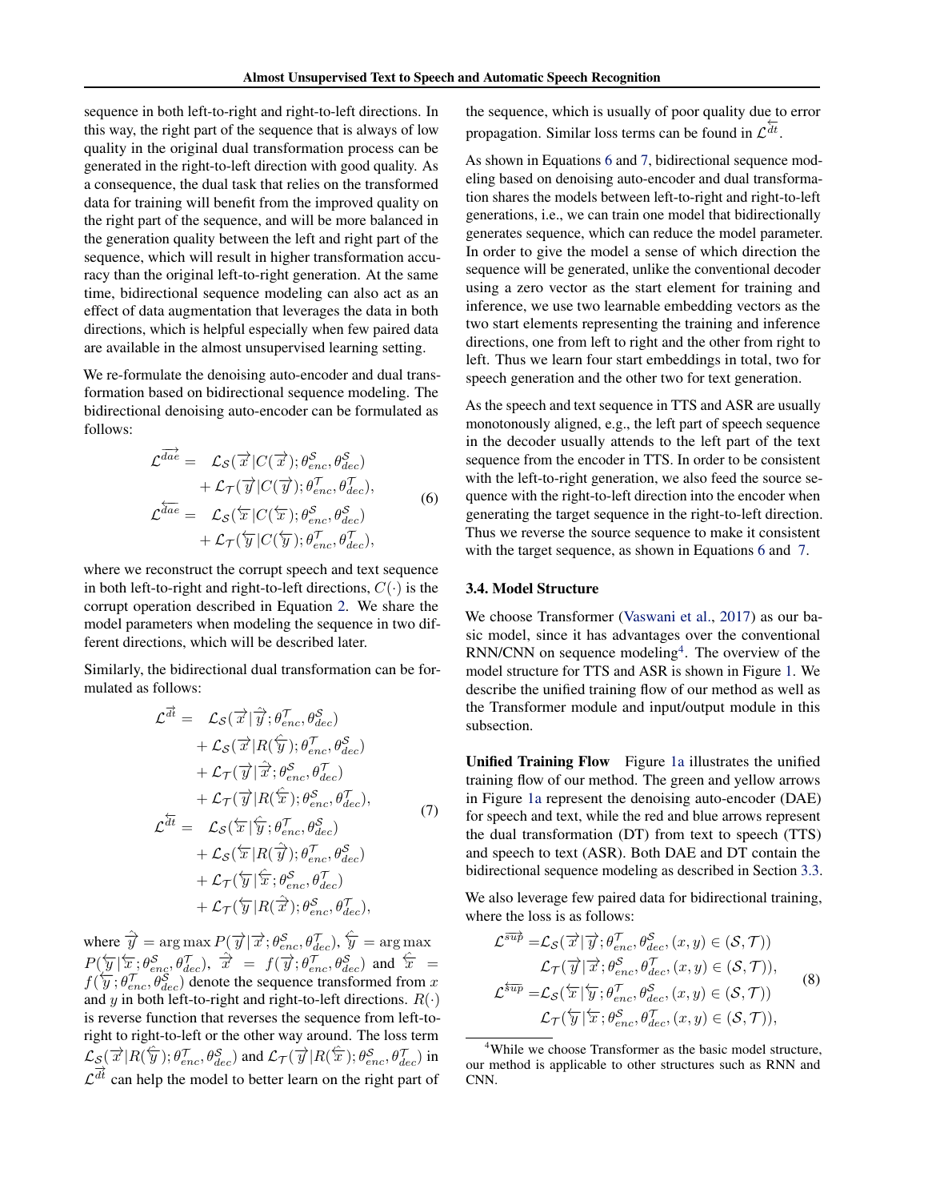sequence in both left-to-right and right-to-left directions. In this way, the right part of the sequence that is always of low quality in the original dual transformation process can be generated in the right-to-left direction with good quality. As a consequence, the dual task that relies on the transformed data for training will benefit from the improved quality on the right part of the sequence, and will be more balanced in the generation quality between the left and right part of the sequence, which will result in higher transformation accuracy than the original left-to-right generation. At the same time, bidirectional sequence modeling can also act as an effect of data augmentation that leverages the data in both directions, which is helpful especially when few paired data are available in the almost unsupervised learning setting.

We re-formulate the denoising auto-encoder and dual transformation based on bidirectional sequence modeling. The bidirectional denoising auto-encoder can be formulated as follows:

$$
\begin{aligned}
\mathcal{L}^{\overrightarrow{dae}} = \ & \mathcal{L}_{\mathcal{S}}(\overrightarrow{x}|C(\overrightarrow{x});\theta_{enc}^{\mathcal{S}},\theta_{dec}^{\mathcal{S}}) \\
&+ \mathcal{L}_{\mathcal{T}}(\overrightarrow{y}|C(\overrightarrow{y});\theta_{enc}^{\mathcal{T}},\theta_{dec}^{\mathcal{T}}), \\
\mathcal{L}^{\overleftarrow{dae}} = \ & \mathcal{L}_{\mathcal{S}}(\overleftarrow{x}|C(\overleftarrow{x});\theta_{enc}^{\mathcal{S}},\theta_{dec}^{\mathcal{S}}) \\
&+ \mathcal{L}_{\mathcal{T}}(\overleftarrow{y}|C(\overleftarrow{y});\theta_{enc}^{\mathcal{T}},\theta_{dec}^{\mathcal{T}}),
\end{aligned}
\tag{6}
$$

where we reconstruct the corrupt speech and text sequence in both left-to-right and right-to-left directions, $C(\cdot)$ is the corrupt operation described in Equation 2. We share the model parameters when modeling the sequence in two different directions, which will be described later.

Similarly, the bidirectional dual transformation can be formulated as follows:

$$
\begin{aligned}
\mathcal{L}^{\overrightarrow{dt}} = \ & \mathcal{L}_{\mathcal{S}}(\overrightarrow{x}|\hat{\overrightarrow{y}};\theta_{enc}^{\mathcal{T}},\theta_{dec}^{\mathcal{S}}) \\
&+ \mathcal{L}_{\mathcal{S}}(\overrightarrow{x}|R(\hat{\overleftarrow{y}});\theta_{enc}^{\mathcal{T}},\theta_{dec}^{\mathcal{S}}) \\
&+ \mathcal{L}_{\mathcal{T}}(\overrightarrow{y}|\hat{\overrightarrow{x}};\theta_{enc}^{\mathcal{S}},\theta_{dec}^{\mathcal{T}}) \\
&+ \mathcal{L}_{\mathcal{T}}(\overrightarrow{y}|R(\hat{\overleftarrow{x}});\theta_{enc}^{\mathcal{S}},\theta_{dec}^{\mathcal{T}}), \\
\mathcal{L}^{\overleftarrow{dt}} = \ & \mathcal{L}_{\mathcal{S}}(\overleftarrow{x}|\hat{\overleftarrow{y}};\theta_{enc}^{\mathcal{T}},\theta_{dec}^{\mathcal{S}}) \\
&+ \mathcal{L}_{\mathcal{S}}(\overleftarrow{x}|R(\hat{\overrightarrow{y}});\theta_{enc}^{\mathcal{T}},\theta_{dec}^{\mathcal{S}}) \\
&+ \mathcal{L}_{\mathcal{T}}(\overleftarrow{y}|\hat{\overleftarrow{x}};\theta_{enc}^{\mathcal{S}},\theta_{dec}^{\mathcal{T}}) \\
&+ \mathcal{L}_{\mathcal{T}}(\overleftarrow{y}|R(\hat{\overrightarrow{x}});\theta_{enc}^{\mathcal{S}},\theta_{dec}^{\mathcal{T}}),
\end{aligned}
\tag{7}
$$

where $\hat{\overrightarrow{y}} = \arg\max P(\overrightarrow{y}|\overrightarrow{x};\theta_{enc}^{\mathcal{S}},\theta_{dec}^{\mathcal{T}})$, $\hat{\overleftarrow{y}} = \arg\max P(\overleftarrow{y}|\overleftarrow{x};\theta_{enc}^{\mathcal{S}},\theta_{dec}^{\mathcal{T}})$, $\hat{\overrightarrow{x}} = f(\overrightarrow{y};\theta_{enc}^{\mathcal{T}},\theta_{dec}^{\mathcal{S}})$ and $\hat{\overleftarrow{x}} = f(\overleftarrow{y};\theta_{enc}^{\mathcal{T}},\theta_{dec}^{\mathcal{S}})$ denote the sequence transformed from $x$ and $y$ in both left-to-right and right-to-left directions. $R(\cdot)$ is reverse function that reverses the sequence from left-to-right to right-to-left or the other way around. The loss term $\mathcal{L}_{\mathcal{S}}(\overrightarrow{x}|R(\hat{\overleftarrow{y}});\theta_{enc}^{\mathcal{T}},\theta_{dec}^{\mathcal{S}})$ and $\mathcal{L}_{\mathcal{T}}(\overrightarrow{y}|R(\hat{\overleftarrow{x}});\theta_{enc}^{\mathcal{S}},\theta_{dec}^{\mathcal{T}})$ in $\mathcal{L}^{\overrightarrow{dt}}$ can help the model to better learn on the right part of the sequence, which is usually of poor quality due to error propagation. Similar loss terms can be found in $\mathcal{L}^{\overleftarrow{dt}}$.

As shown in Equations 6 and 7, bidirectional sequence modeling based on denoising auto-encoder and dual transformation shares the models between left-to-right and right-to-left generations, i.e., we can train one model that bidirectionally generates sequence, which can reduce the model parameter. In order to give the model a sense of which direction the sequence will be generated, unlike the conventional decoder using a zero vector as the start element for training and inference, we use two learnable embedding vectors as the two start elements representing the training and inference directions, one from left to right and the other from right to left. Thus we learn four start embeddings in total, two for speech generation and the other two for text generation.

As the speech and text sequence in TTS and ASR are usually monotonously aligned, e.g., the left part of speech sequence in the decoder usually attends to the left part of the text sequence from the encoder in TTS. In order to be consistent with the left-to-right generation, we also feed the source sequence with the right-to-left direction into the encoder when generating the target sequence in the right-to-left direction. Thus we reverse the source sequence to make it consistent with the target sequence, as shown in Equations 6 and 7.

### 3.4. Model Structure

We choose Transformer (Vaswani et al., 2017) as our basic model, since it has advantages over the conventional RNN/CNN on sequence modeling[4]. The overview of the model structure for TTS and ASR is shown in Figure 1. We describe the unified training flow of our method as well as the Transformer module and input/output module in this subsection.

**Unified Training Flow** Figure 1a illustrates the unified training flow of our method. The green and yellow arrows in Figure 1a represent the denoising auto-encoder (DAE) for speech and text, while the red and blue arrows represent the dual transformation (DT) from text to speech (TTS) and speech to text (ASR). Both DAE and DT contain the bidirectional sequence modeling as described in Section 3.3.

We also leverage few paired data for bidirectional training, where the loss is as follows:

$$
\begin{aligned}
\mathcal{L}^{\overrightarrow{sup}} = & \mathcal{L}_{\mathcal{S}}(\overrightarrow{x}|\overrightarrow{y};\theta_{enc}^{\mathcal{T}},\theta_{dec}^{\mathcal{S}},(x,y)\in(\mathcal{S},\mathcal{T})) \\
& \mathcal{L}_{\mathcal{T}}(\overrightarrow{y}|\overrightarrow{x};\theta_{enc}^{\mathcal{S}},\theta_{dec}^{\mathcal{T}},(x,y)\in(\mathcal{S},\mathcal{T})), \\
\mathcal{L}^{\overleftarrow{sup}} = & \mathcal{L}_{\mathcal{S}}(\overleftarrow{x}|\overleftarrow{y};\theta_{enc}^{\mathcal{T}},\theta_{dec}^{\mathcal{S}},(x,y)\in(\mathcal{S},\mathcal{T})) \\
& \mathcal{L}_{\mathcal{T}}(\overleftarrow{y}|\overleftarrow{x};\theta_{enc}^{\mathcal{S}},\theta_{dec}^{\mathcal{T}},(x,y)\in(\mathcal{S},\mathcal{T})),
\end{aligned}
\tag{8}
$$

[4] While we choose Transformer as the basic model structure, our method is applicable to other structures such as RNN and CNN.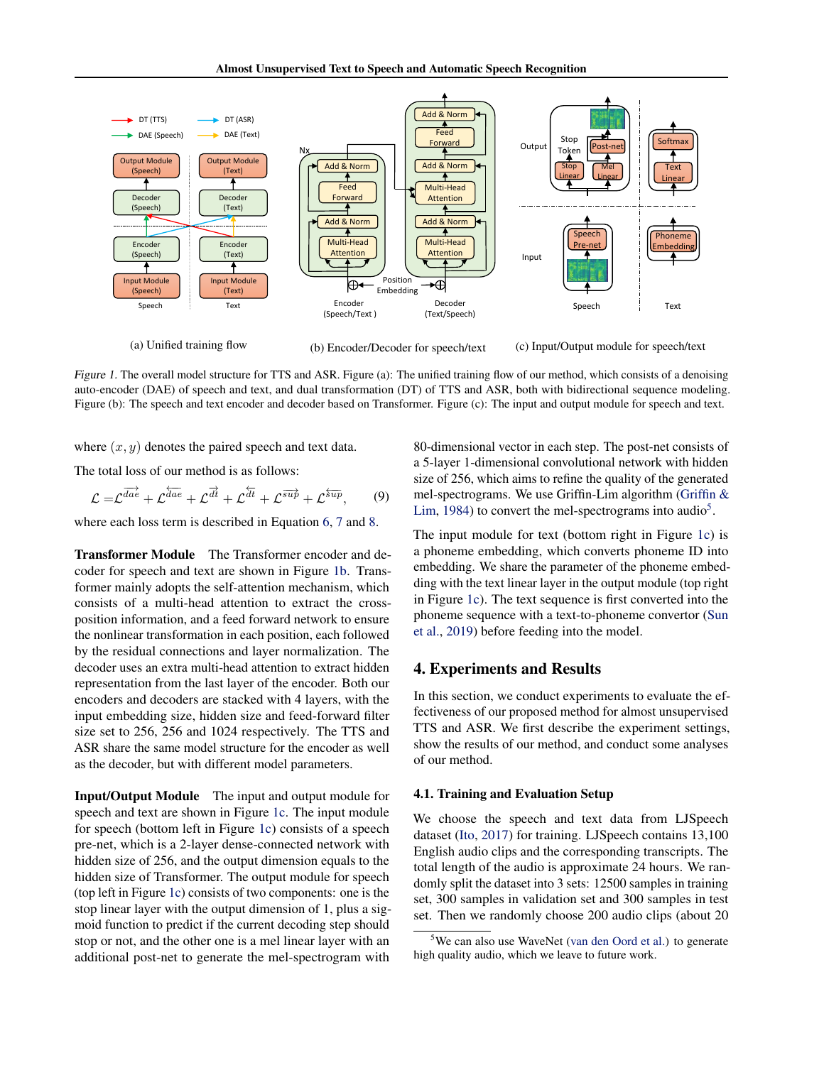(a) Unified training flow

(b) Encoder/Decoder for speech/text

(c) Input/Output module for speech/text

*Figure 1.* The overall model structure for TTS and ASR. Figure (a): The unified training flow of our method, which consists of a denoising auto-encoder (DAE) of speech and text, and dual transformation (DT) of TTS and ASR, both with bidirectional sequence modeling. Figure (b): The speech and text encoder and decoder based on Transformer. Figure (c): The input and output module for speech and text.

where $(x, y)$ denotes the paired speech and text data.

The total loss of our method is as follows:

$$\mathcal{L} = \mathcal{L}^{\overrightarrow{dae}} + \mathcal{L}^{\overleftarrow{dae}} + \mathcal{L}^{\overrightarrow{dt}} + \mathcal{L}^{\overleftarrow{dt}} + \mathcal{L}^{\overrightarrow{sup}} + \mathcal{L}^{\overleftarrow{sup}}, \qquad (9)$$

where each loss term is described in Equation 6, 7 and 8.

**Transformer Module** The Transformer encoder and decoder for speech and text are shown in Figure 1b. Transformer mainly adopts the self-attention mechanism, which consists of a multi-head attention to extract the cross-position information, and a feed forward network to ensure the nonlinear transformation in each position, each followed by the residual connections and layer normalization. The decoder uses an extra multi-head attention to extract hidden representation from the last layer of the encoder. Both our encoders and decoders are stacked with 4 layers, with the input embedding size, hidden size and feed-forward filter size set to 256, 256 and 1024 respectively. The TTS and ASR share the same model structure for the encoder as well as the decoder, but with different model parameters.

**Input/Output Module** The input and output module for speech and text are shown in Figure 1c. The input module for speech (bottom left in Figure 1c) consists of a speech pre-net, which is a 2-layer dense-connected network with hidden size of 256, and the output dimension equals to the hidden size of Transformer. The output module for speech (top left in Figure 1c) consists of two components: one is the stop linear layer with the output dimension of 1, plus a sigmoid function to predict if the current decoding step should stop or not, and the other one is a mel linear layer with an additional post-net to generate the mel-spectrogram with 80-dimensional vector in each step. The post-net consists of a 5-layer 1-dimensional convolutional network with hidden size of 256, which aims to refine the quality of the generated mel-spectrograms. We use Griffin-Lim algorithm (Griffin & Lim, 1984) to convert the mel-spectrograms into audio[5].

The input module for text (bottom right in Figure 1c) is a phoneme embedding, which converts phoneme ID into embedding. We share the parameter of the phoneme embedding with the text linear layer in the output module (top right in Figure 1c). The text sequence is first converted into the phoneme sequence with a text-to-phoneme convertor (Sun et al., 2019) before feeding into the model.

## 4. Experiments and Results

In this section, we conduct experiments to evaluate the effectiveness of our proposed method for almost unsupervised TTS and ASR. We first describe the experiment settings, show the results of our method, and conduct some analyses of our method.

### 4.1. Training and Evaluation Setup

We choose the speech and text data from LJSpeech dataset (Ito, 2017) for training. LJSpeech contains 13,100 English audio clips and the corresponding transcripts. The total length of the audio is approximate 24 hours. We randomly split the dataset into 3 sets: 12500 samples in training set, 300 samples in validation set and 300 samples in test set. Then we randomly choose 200 audio clips (about 20

[5] We can also use WaveNet (van den Oord et al.) to generate high quality audio, which we leave to future work.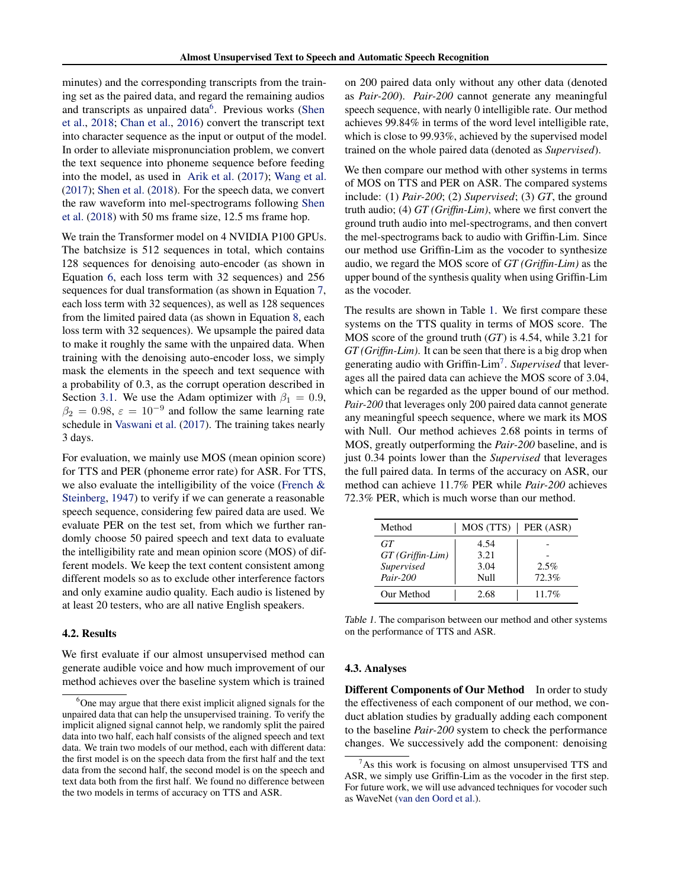minutes) and the corresponding transcripts from the training set as the paired data, and regard the remaining audios and transcripts as unpaired data[6]. Previous works (Shen et al., 2018; Chan et al., 2016) convert the transcript text into character sequence as the input or output of the model. In order to alleviate mispronunciation problem, we convert the text sequence into phoneme sequence before feeding into the model, as used in Arik et al. (2017); Wang et al. (2017); Shen et al. (2018). For the speech data, we convert the raw waveform into mel-spectrograms following Shen et al. (2018) with 50 ms frame size, 12.5 ms frame hop.

We train the Transformer model on 4 NVIDIA P100 GPUs. The batchsize is 512 sequences in total, which contains 128 sequences for denoising auto-encoder (as shown in Equation 6, each loss term with 32 sequences) and 256 sequences for dual transformation (as shown in Equation 7, each loss term with 32 sequences), as well as 128 sequences from the limited paired data (as shown in Equation 8, each loss term with 32 sequences). We upsample the paired data to make it roughly the same with the unpaired data. When training with the denoising auto-encoder loss, we simply mask the elements in the speech and text sequence with a probability of 0.3, as the corrupt operation described in Section 3.1. We use the Adam optimizer with $\beta_1 = 0.9$, $\beta_2 = 0.98$, $\varepsilon = 10^{-9}$ and follow the same learning rate schedule in Vaswani et al. (2017). The training takes nearly 3 days.

For evaluation, we mainly use MOS (mean opinion score) for TTS and PER (phoneme error rate) for ASR. For TTS, we also evaluate the intelligibility of the voice (French & Steinberg, 1947) to verify if we can generate a reasonable speech sequence, considering few paired data are used. We evaluate PER on the test set, from which we further randomly choose 50 paired speech and text data to evaluate the intelligibility rate and mean opinion score (MOS) of different models. We keep the text content consistent among different models so as to exclude other interference factors and only examine audio quality. Each audio is listened by at least 20 testers, who are all native English speakers.

### 4.2. Results

We first evaluate if our almost unsupervised method can generate audible voice and how much improvement of our method achieves over the baseline system which is trained on 200 paired data only without any other data (denoted as *Pair-200*). *Pair-200* cannot generate any meaningful speech sequence, with nearly 0 intelligible rate. Our method achieves 99.84% in terms of the word level intelligible rate, which is close to 99.93%, achieved by the supervised model trained on the whole paired data (denoted as *Supervised*).

We then compare our method with other systems in terms of MOS on TTS and PER on ASR. The compared systems include: (1) *Pair-200*; (2) *Supervised*; (3) *GT*, the ground truth audio; (4) *GT (Griffin-Lim)*, where we first convert the ground truth audio into mel-spectrograms, and then convert the mel-spectrograms back to audio with Griffin-Lim. Since our method use Griffin-Lim as the vocoder to synthesize audio, we regard the MOS score of *GT (Griffin-Lim)* as the upper bound of the synthesis quality when using Griffin-Lim as the vocoder.

The results are shown in Table 1. We first compare these systems on the TTS quality in terms of MOS score. The MOS score of the ground truth (*GT*) is 4.54, while 3.21 for *GT (Griffin-Lim)*. It can be seen that there is a big drop when generating audio with Griffin-Lim[7]. *Supervised* that leverages all the paired data can achieve the MOS score of 3.04, which can be regarded as the upper bound of our method. *Pair-200* that leverages only 200 paired data cannot generate any meaningful speech sequence, where we mark its MOS with Null. Our method achieves 2.68 points in terms of MOS, greatly outperforming the *Pair-200* baseline, and is just 0.34 points lower than the *Supervised* that leverages the full paired data. In terms of the accuracy on ASR, our method can achieve 11.7% PER while *Pair-200* achieves 72.3% PER, which is much worse than our method.

| Method | MOS (TTS) | PER (ASR) |
|---|---|---|
| *GT* | 4.54 | - |
| *GT (Griffin-Lim)* | 3.21 | - |
| *Supervised* | 3.04 | 2.5% |
| *Pair-200* | Null | 72.3% |
| Our Method | 2.68 | 11.7% |

Table 1. The comparison between our method and other systems on the performance of TTS and ASR.

### 4.3. Analyses

**Different Components of Our Method** In order to study the effectiveness of each component of our method, we conduct ablation studies by gradually adding each component to the baseline *Pair-200* system to check the performance changes. We successively add the component: denoising

[6] One may argue that there exist implicit aligned signals for the unpaired data that can help the unsupervised training. To verify the implicit aligned signal cannot help, we randomly split the paired data into two half, each half consists of the aligned speech and text data. We train two models of our method, each with different data: the first model is on the speech data from the first half and the text data from the second half, the second model is on the speech and text data both from the first half. We found no difference between the two models in terms of accuracy on TTS and ASR.

[7] As this work is focusing on almost unsupervised TTS and ASR, we simply use Griffin-Lim as the vocoder in the first step. For future work, we will use advanced techniques for vocoder such as WaveNet (van den Oord et al.).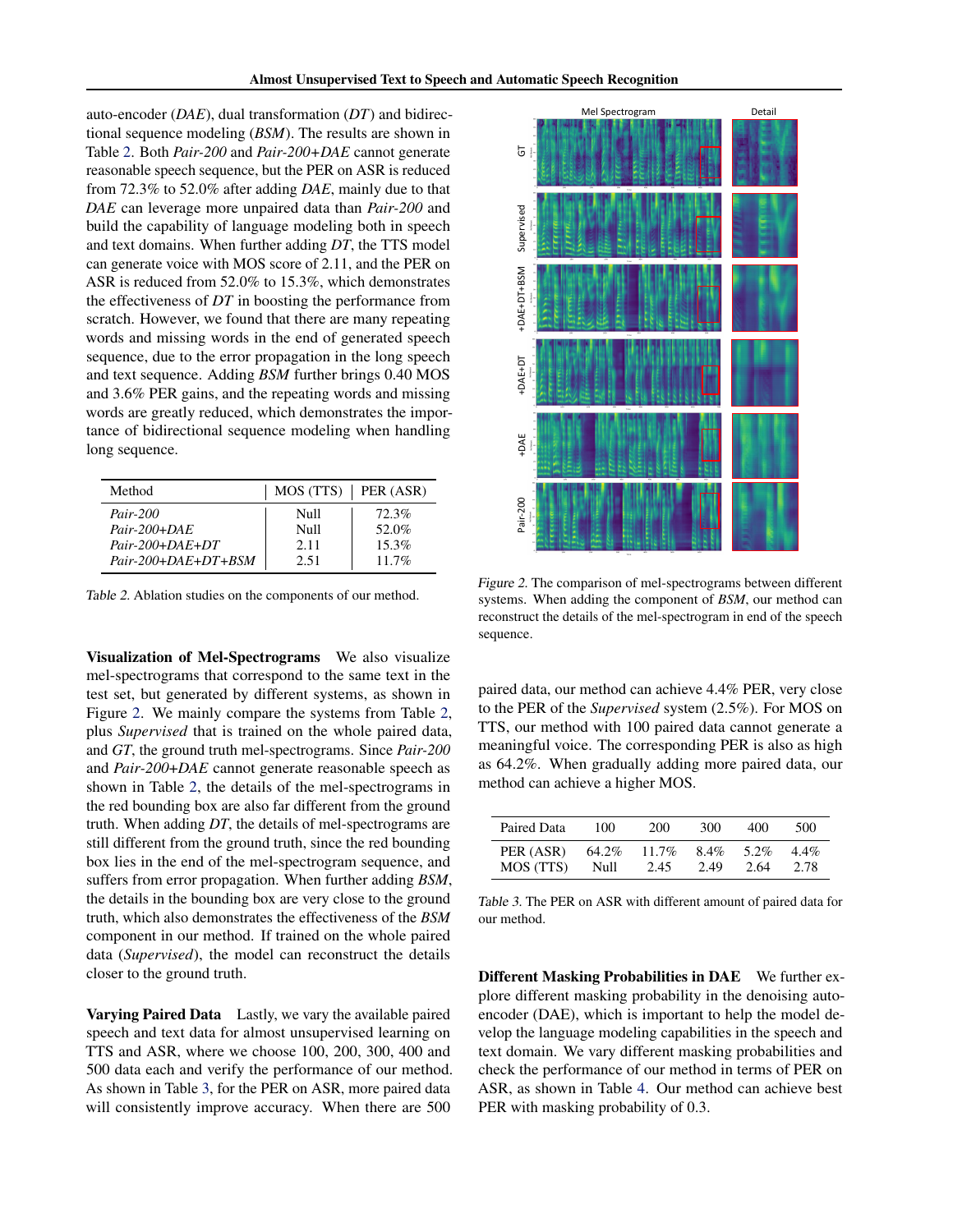auto-encoder (*DAE*), dual transformation (*DT*) and bidirectional sequence modeling (*BSM*). The results are shown in Table 2. Both *Pair-200* and *Pair-200+DAE* cannot generate reasonable speech sequence, but the PER on ASR is reduced from 72.3% to 52.0% after adding *DAE*, mainly due to that *DAE* can leverage more unpaired data than *Pair-200* and build the capability of language modeling both in speech and text domains. When further adding *DT*, the TTS model can generate voice with MOS score of 2.11, and the PER on ASR is reduced from 52.0% to 15.3%, which demonstrates the effectiveness of *DT* in boosting the performance from scratch. However, we found that there are many repeating words and missing words in the end of generated speech sequence, due to the error propagation in the long speech and text sequence. Adding *BSM* further brings 0.40 MOS and 3.6% PER gains, and the repeating words and missing words are greatly reduced, which demonstrates the importance of bidirectional sequence modeling when handling long sequence.

| Method | MOS (TTS) | PER (ASR) |
|---|---|---|
| *Pair-200* | Null | 72.3% |
| *Pair-200+DAE* | Null | 52.0% |
| *Pair-200+DAE+DT* | 2.11 | 15.3% |
| *Pair-200+DAE+DT+BSM* | 2.51 | 11.7% |

*Table 2.* Ablation studies on the components of our method.

**Visualization of Mel-Spectrograms** We also visualize mel-spectrograms that correspond to the same text in the test set, but generated by different systems, as shown in Figure 2. We mainly compare the systems from Table 2, plus *Supervised* that is trained on the whole paired data, and *GT*, the ground truth mel-spectrograms. Since *Pair-200* and *Pair-200+DAE* cannot generate reasonable speech as shown in Table 2, the details of the mel-spectrograms in the red bounding box are also far different from the ground truth. When adding *DT*, the details of mel-spectrograms are still different from the ground truth, since the red bounding box lies in the end of the mel-spectrogram sequence, and suffers from error propagation. When further adding *BSM*, the details in the bounding box are very close to the ground truth, which also demonstrates the effectiveness of the *BSM* component in our method. If trained on the whole paired data (*Supervised*), the model can reconstruct the details closer to the ground truth.

**Varying Paired Data** Lastly, we vary the available paired speech and text data for almost unsupervised learning on TTS and ASR, where we choose 100, 200, 300, 400 and 500 data each and verify the performance of our method. As shown in Table 3, for the PER on ASR, more paired data will consistently improve accuracy. When there are 500 paired data, our method can achieve 4.4% PER, very close to the PER of the *Supervised* system (2.5%). For MOS on TTS, our method with 100 paired data cannot generate a meaningful voice. The corresponding PER is also as high as 64.2%. When gradually adding more paired data, our method can achieve a higher MOS.

*Figure 2.* The comparison of mel-spectrograms between different systems. When adding the component of *BSM*, our method can reconstruct the details of the mel-spectrogram in end of the speech sequence.

| Paired Data | 100 | 200 | 300 | 400 | 500 |
|---|---|---|---|---|---|
| PER (ASR) | 64.2% | 11.7% | 8.4% | 5.2% | 4.4% |
| MOS (TTS) | Null | 2.45 | 2.49 | 2.64 | 2.78 |

*Table 3.* The PER on ASR with different amount of paired data for our method.

**Different Masking Probabilities in DAE** We further explore different masking probability in the denoising auto-encoder (DAE), which is important to help the model develop the language modeling capabilities in the speech and text domain. We vary different masking probabilities and check the performance of our method in terms of PER on ASR, as shown in Table 4. Our method can achieve best PER with masking probability of 0.3.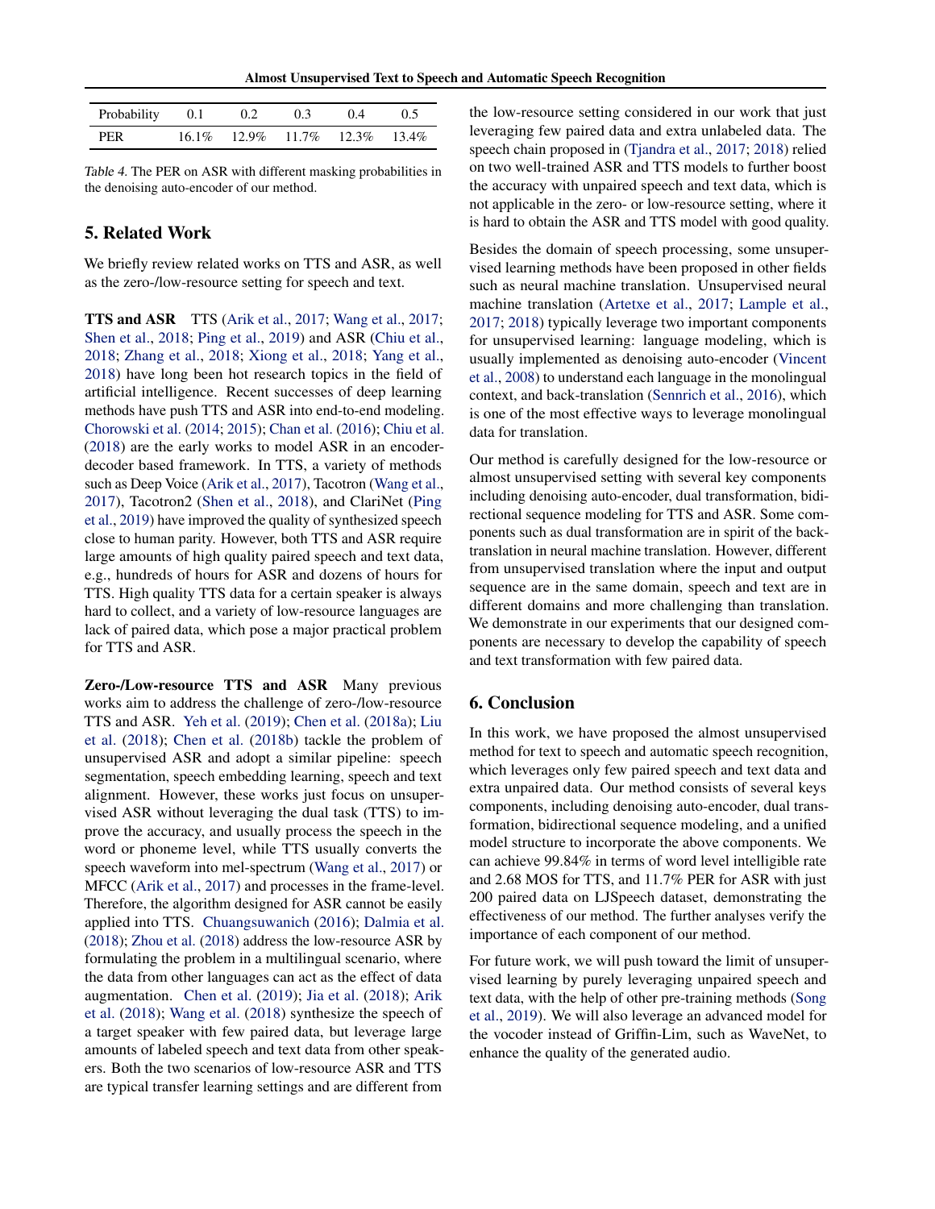| Probability | 0.1 | 0.2 | 0.3 | 0.4 | 0.5 |
|---|---|---|---|---|---|
| PER | 16.1% | 12.9% | 11.7% | 12.3% | 13.4% |

*Table 4.* The PER on ASR with different masking probabilities in the denoising auto-encoder of our method.

## 5. Related Work

We briefly review related works on TTS and ASR, as well as the zero-/low-resource setting for speech and text.

**TTS and ASR** TTS (Arik et al., 2017; Wang et al., 2017; Shen et al., 2018; Ping et al., 2019) and ASR (Chiu et al., 2018; Zhang et al., 2018; Xiong et al., 2018; Yang et al., 2018) have long been hot research topics in the field of artificial intelligence. Recent successes of deep learning methods have push TTS and ASR into end-to-end modeling. Chorowski et al. (2014; 2015); Chan et al. (2016); Chiu et al. (2018) are the early works to model ASR in an encoder-decoder based framework. In TTS, a variety of methods such as Deep Voice (Arik et al., 2017), Tacotron (Wang et al., 2017), Tacotron2 (Shen et al., 2018), and ClariNet (Ping et al., 2019) have improved the quality of synthesized speech close to human parity. However, both TTS and ASR require large amounts of high quality paired speech and text data, e.g., hundreds of hours for ASR and dozens of hours for TTS. High quality TTS data for a certain speaker is always hard to collect, and a variety of low-resource languages are lack of paired data, which pose a major practical problem for TTS and ASR.

**Zero-/Low-resource TTS and ASR** Many previous works aim to address the challenge of zero-/low-resource TTS and ASR. Yeh et al. (2019); Chen et al. (2018a); Liu et al. (2018); Chen et al. (2018b) tackle the problem of unsupervised ASR and adopt a similar pipeline: speech segmentation, speech embedding learning, speech and text alignment. However, these works just focus on unsupervised ASR without leveraging the dual task (TTS) to improve the accuracy, and usually process the speech in the word or phoneme level, while TTS usually converts the speech waveform into mel-spectrum (Wang et al., 2017) or MFCC (Arik et al., 2017) and processes in the frame-level. Therefore, the algorithm designed for ASR cannot be easily applied into TTS. Chuangsuwanich (2016); Dalmia et al. (2018); Zhou et al. (2018) address the low-resource ASR by formulating the problem in a multilingual scenario, where the data from other languages can act as the effect of data augmentation. Chen et al. (2019); Jia et al. (2018); Arik et al. (2018); Wang et al. (2018) synthesize the speech of a target speaker with few paired data, but leverage large amounts of labeled speech and text data from other speakers. Both the two scenarios of low-resource ASR and TTS are typical transfer learning settings and are different from the low-resource setting considered in our work that just leveraging few paired data and extra unlabeled data. The speech chain proposed in (Tjandra et al., 2017; 2018) relied on two well-trained ASR and TTS models to further boost the accuracy with unpaired speech and text data, which is not applicable in the zero- or low-resource setting, where it is hard to obtain the ASR and TTS model with good quality.

Besides the domain of speech processing, some unsupervised learning methods have been proposed in other fields such as neural machine translation. Unsupervised neural machine translation (Artetxe et al., 2017; Lample et al., 2017; 2018) typically leverage two important components for unsupervised learning: language modeling, which is usually implemented as denoising auto-encoder (Vincent et al., 2008) to understand each language in the monolingual context, and back-translation (Sennrich et al., 2016), which is one of the most effective ways to leverage monolingual data for translation.

Our method is carefully designed for the low-resource or almost unsupervised setting with several key components including denoising auto-encoder, dual transformation, bidirectional sequence modeling for TTS and ASR. Some components such as dual transformation are in spirit of the back-translation in neural machine translation. However, different from unsupervised translation where the input and output sequence are in the same domain, speech and text are in different domains and more challenging than translation. We demonstrate in our experiments that our designed components are necessary to develop the capability of speech and text transformation with few paired data.

## 6. Conclusion

In this work, we have proposed the almost unsupervised method for text to speech and automatic speech recognition, which leverages only few paired speech and text data and extra unpaired data. Our method consists of several keys components, including denoising auto-encoder, dual transformation, bidirectional sequence modeling, and a unified model structure to incorporate the above components. We can achieve 99.84% in terms of word level intelligible rate and 2.68 MOS for TTS, and 11.7% PER for ASR with just 200 paired data on LJSpeech dataset, demonstrating the effectiveness of our method. The further analyses verify the importance of each component of our method.

For future work, we will push toward the limit of unsupervised learning by purely leveraging unpaired speech and text data, with the help of other pre-training methods (Song et al., 2019). We will also leverage an advanced model for the vocoder instead of Griffin-Lim, such as WaveNet, to enhance the quality of the generated audio.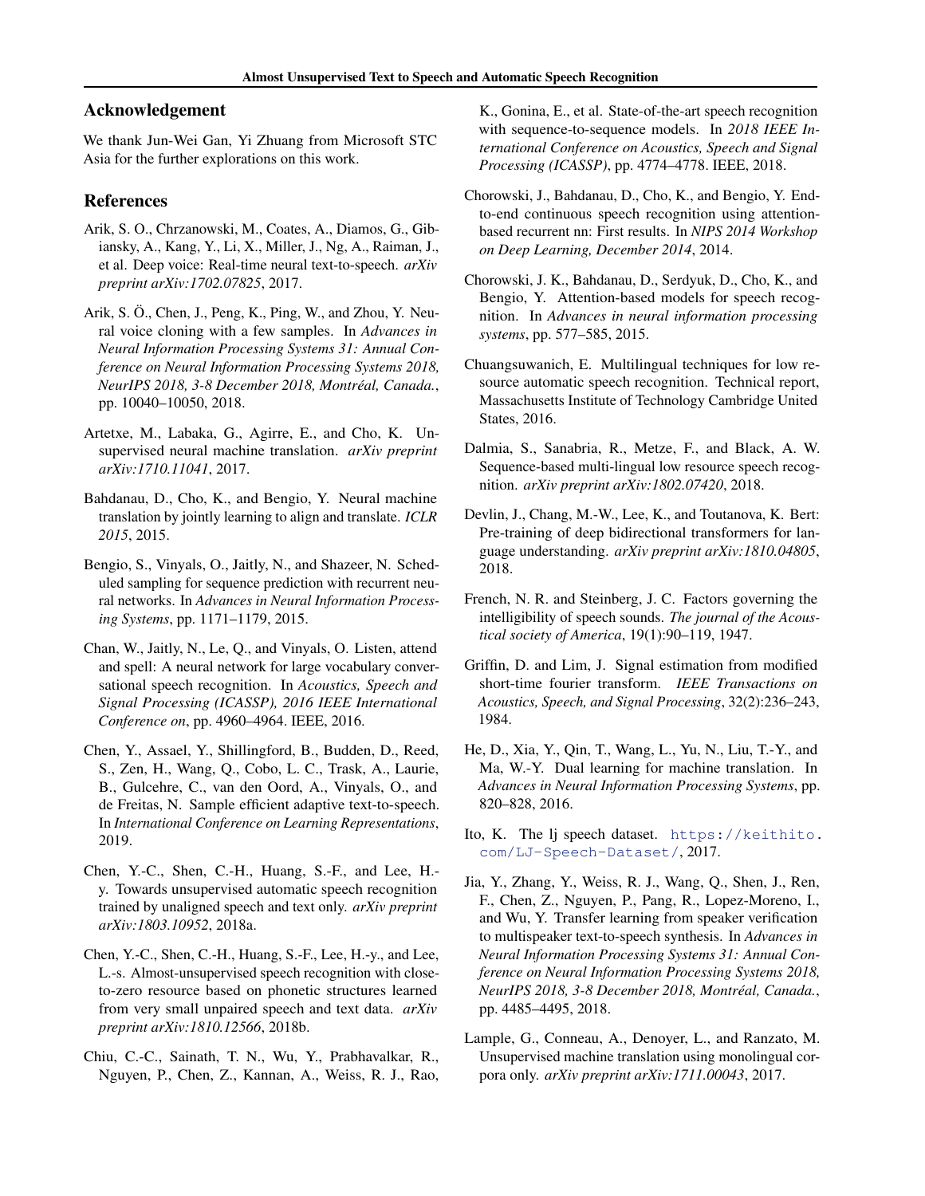## Acknowledgement

We thank Jun-Wei Gan, Yi Zhuang from Microsoft STC Asia for the further explorations on this work.

## References

Arik, S. O., Chrzanowski, M., Coates, A., Diamos, G., Gibiansky, A., Kang, Y., Li, X., Miller, J., Ng, A., Raiman, J., et al. Deep voice: Real-time neural text-to-speech. *arXiv preprint arXiv:1702.07825*, 2017.

Arik, S. Ö., Chen, J., Peng, K., Ping, W., and Zhou, Y. Neural voice cloning with a few samples. In *Advances in Neural Information Processing Systems 31: Annual Conference on Neural Information Processing Systems 2018, NeurIPS 2018, 3-8 December 2018, Montréal, Canada.*, pp. 10040–10050, 2018.

Artetxe, M., Labaka, G., Agirre, E., and Cho, K. Unsupervised neural machine translation. *arXiv preprint arXiv:1710.11041*, 2017.

Bahdanau, D., Cho, K., and Bengio, Y. Neural machine translation by jointly learning to align and translate. *ICLR 2015*, 2015.

Bengio, S., Vinyals, O., Jaitly, N., and Shazeer, N. Scheduled sampling for sequence prediction with recurrent neural networks. In *Advances in Neural Information Processing Systems*, pp. 1171–1179, 2015.

Chan, W., Jaitly, N., Le, Q., and Vinyals, O. Listen, attend and spell: A neural network for large vocabulary conversational speech recognition. In *Acoustics, Speech and Signal Processing (ICASSP), 2016 IEEE International Conference on*, pp. 4960–4964. IEEE, 2016.

Chen, Y., Assael, Y., Shillingford, B., Budden, D., Reed, S., Zen, H., Wang, Q., Cobo, L. C., Trask, A., Laurie, B., Gulcehre, C., van den Oord, A., Vinyals, O., and de Freitas, N. Sample efficient adaptive text-to-speech. In *International Conference on Learning Representations*, 2019.

Chen, Y.-C., Shen, C.-H., Huang, S.-F., and Lee, H.-y. Towards unsupervised automatic speech recognition trained by unaligned speech and text only. *arXiv preprint arXiv:1803.10952*, 2018a.

Chen, Y.-C., Shen, C.-H., Huang, S.-F., Lee, H.-y., and Lee, L.-s. Almost-unsupervised speech recognition with close-to-zero resource based on phonetic structures learned from very small unpaired speech and text data. *arXiv preprint arXiv:1810.12566*, 2018b.

Chiu, C.-C., Sainath, T. N., Wu, Y., Prabhavalkar, R., Nguyen, P., Chen, Z., Kannan, A., Weiss, R. J., Rao, K., Gonina, E., et al. State-of-the-art speech recognition with sequence-to-sequence models. In *2018 IEEE International Conference on Acoustics, Speech and Signal Processing (ICASSP)*, pp. 4774–4778. IEEE, 2018.

Chorowski, J., Bahdanau, D., Cho, K., and Bengio, Y. End-to-end continuous speech recognition using attention-based recurrent nn: First results. In *NIPS 2014 Workshop on Deep Learning, December 2014*, 2014.

Chorowski, J. K., Bahdanau, D., Serdyuk, D., Cho, K., and Bengio, Y. Attention-based models for speech recognition. In *Advances in neural information processing systems*, pp. 577–585, 2015.

Chuangsuwanich, E. Multilingual techniques for low resource automatic speech recognition. Technical report, Massachusetts Institute of Technology Cambridge United States, 2016.

Dalmia, S., Sanabria, R., Metze, F., and Black, A. W. Sequence-based multi-lingual low resource speech recognition. *arXiv preprint arXiv:1802.07420*, 2018.

Devlin, J., Chang, M.-W., Lee, K., and Toutanova, K. Bert: Pre-training of deep bidirectional transformers for language understanding. *arXiv preprint arXiv:1810.04805*, 2018.

French, N. R. and Steinberg, J. C. Factors governing the intelligibility of speech sounds. *The journal of the Acoustical society of America*, 19(1):90–119, 1947.

Griffin, D. and Lim, J. Signal estimation from modified short-time fourier transform. *IEEE Transactions on Acoustics, Speech, and Signal Processing*, 32(2):236–243, 1984.

He, D., Xia, Y., Qin, T., Wang, L., Yu, N., Liu, T.-Y., and Ma, W.-Y. Dual learning for machine translation. In *Advances in Neural Information Processing Systems*, pp. 820–828, 2016.

Ito, K. The lj speech dataset. https://keithito.com/LJ-Speech-Dataset/, 2017.

Jia, Y., Zhang, Y., Weiss, R. J., Wang, Q., Shen, J., Ren, F., Chen, Z., Nguyen, P., Pang, R., Lopez-Moreno, I., and Wu, Y. Transfer learning from speaker verification to multispeaker text-to-speech synthesis. In *Advances in Neural Information Processing Systems 31: Annual Conference on Neural Information Processing Systems 2018, NeurIPS 2018, 3-8 December 2018, Montréal, Canada.*, pp. 4485–4495, 2018.

Lample, G., Conneau, A., Denoyer, L., and Ranzato, M. Unsupervised machine translation using monolingual corpora only. *arXiv preprint arXiv:1711.00043*, 2017.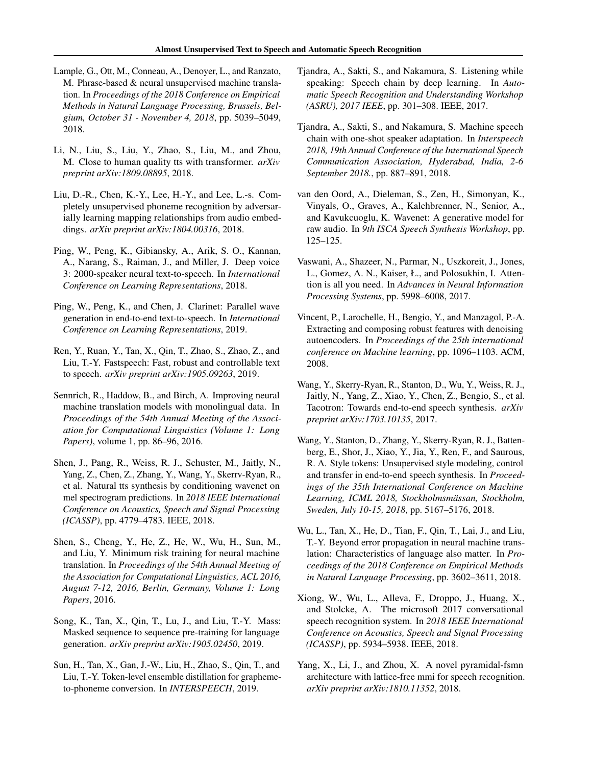Lample, G., Ott, M., Conneau, A., Denoyer, L., and Ranzato, M. Phrase-based & neural unsupervised machine translation. In *Proceedings of the 2018 Conference on Empirical Methods in Natural Language Processing, Brussels, Belgium, October 31 - November 4, 2018*, pp. 5039–5049, 2018.

Li, N., Liu, S., Liu, Y., Zhao, S., Liu, M., and Zhou, M. Close to human quality tts with transformer. *arXiv preprint arXiv:1809.08895*, 2018.

Liu, D.-R., Chen, K.-Y., Lee, H.-Y., and Lee, L.-s. Completely unsupervised phoneme recognition by adversarially learning mapping relationships from audio embeddings. *arXiv preprint arXiv:1804.00316*, 2018.

Ping, W., Peng, K., Gibiansky, A., Arik, S. O., Kannan, A., Narang, S., Raiman, J., and Miller, J. Deep voice 3: 2000-speaker neural text-to-speech. In *International Conference on Learning Representations*, 2018.

Ping, W., Peng, K., and Chen, J. Clarinet: Parallel wave generation in end-to-end text-to-speech. In *International Conference on Learning Representations*, 2019.

Ren, Y., Ruan, Y., Tan, X., Qin, T., Zhao, S., Zhao, Z., and Liu, T.-Y. Fastspeech: Fast, robust and controllable text to speech. *arXiv preprint arXiv:1905.09263*, 2019.

Sennrich, R., Haddow, B., and Birch, A. Improving neural machine translation models with monolingual data. In *Proceedings of the 54th Annual Meeting of the Association for Computational Linguistics (Volume 1: Long Papers)*, volume 1, pp. 86–96, 2016.

Shen, J., Pang, R., Weiss, R. J., Schuster, M., Jaitly, N., Yang, Z., Chen, Z., Zhang, Y., Wang, Y., Skerrv-Ryan, R., et al. Natural tts synthesis by conditioning wavenet on mel spectrogram predictions. In *2018 IEEE International Conference on Acoustics, Speech and Signal Processing (ICASSP)*, pp. 4779–4783. IEEE, 2018.

Shen, S., Cheng, Y., He, Z., He, W., Wu, H., Sun, M., and Liu, Y. Minimum risk training for neural machine translation. In *Proceedings of the 54th Annual Meeting of the Association for Computational Linguistics, ACL 2016, August 7-12, 2016, Berlin, Germany, Volume 1: Long Papers*, 2016.

Song, K., Tan, X., Qin, T., Lu, J., and Liu, T.-Y. Mass: Masked sequence to sequence pre-training for language generation. *arXiv preprint arXiv:1905.02450*, 2019.

Sun, H., Tan, X., Gan, J.-W., Liu, H., Zhao, S., Qin, T., and Liu, T.-Y. Token-level ensemble distillation for grapheme-to-phoneme conversion. In *INTERSPEECH*, 2019.

Tjandra, A., Sakti, S., and Nakamura, S. Listening while speaking: Speech chain by deep learning. In *Automatic Speech Recognition and Understanding Workshop (ASRU), 2017 IEEE*, pp. 301–308. IEEE, 2017.

Tjandra, A., Sakti, S., and Nakamura, S. Machine speech chain with one-shot speaker adaptation. In *Interspeech 2018, 19th Annual Conference of the International Speech Communication Association, Hyderabad, India, 2-6 September 2018.*, pp. 887–891, 2018.

van den Oord, A., Dieleman, S., Zen, H., Simonyan, K., Vinyals, O., Graves, A., Kalchbrenner, N., Senior, A., and Kavukcuoglu, K. Wavenet: A generative model for raw audio. In *9th ISCA Speech Synthesis Workshop*, pp. 125–125.

Vaswani, A., Shazeer, N., Parmar, N., Uszkoreit, J., Jones, L., Gomez, A. N., Kaiser, Ł., and Polosukhin, I. Attention is all you need. In *Advances in Neural Information Processing Systems*, pp. 5998–6008, 2017.

Vincent, P., Larochelle, H., Bengio, Y., and Manzagol, P.-A. Extracting and composing robust features with denoising autoencoders. In *Proceedings of the 25th international conference on Machine learning*, pp. 1096–1103. ACM, 2008.

Wang, Y., Skerry-Ryan, R., Stanton, D., Wu, Y., Weiss, R. J., Jaitly, N., Yang, Z., Xiao, Y., Chen, Z., Bengio, S., et al. Tacotron: Towards end-to-end speech synthesis. *arXiv preprint arXiv:1703.10135*, 2017.

Wang, Y., Stanton, D., Zhang, Y., Skerry-Ryan, R. J., Battenberg, E., Shor, J., Xiao, Y., Jia, Y., Ren, F., and Saurous, R. A. Style tokens: Unsupervised style modeling, control and transfer in end-to-end speech synthesis. In *Proceedings of the 35th International Conference on Machine Learning, ICML 2018, Stockholmsmässan, Stockholm, Sweden, July 10-15, 2018*, pp. 5167–5176, 2018.

Wu, L., Tan, X., He, D., Tian, F., Qin, T., Lai, J., and Liu, T.-Y. Beyond error propagation in neural machine translation: Characteristics of language also matter. In *Proceedings of the 2018 Conference on Empirical Methods in Natural Language Processing*, pp. 3602–3611, 2018.

Xiong, W., Wu, L., Alleva, F., Droppo, J., Huang, X., and Stolcke, A. The microsoft 2017 conversational speech recognition system. In *2018 IEEE International Conference on Acoustics, Speech and Signal Processing (ICASSP)*, pp. 5934–5938. IEEE, 2018.

Yang, X., Li, J., and Zhou, X. A novel pyramidal-fsmn architecture with lattice-free mmi for speech recognition. *arXiv preprint arXiv:1810.11352*, 2018.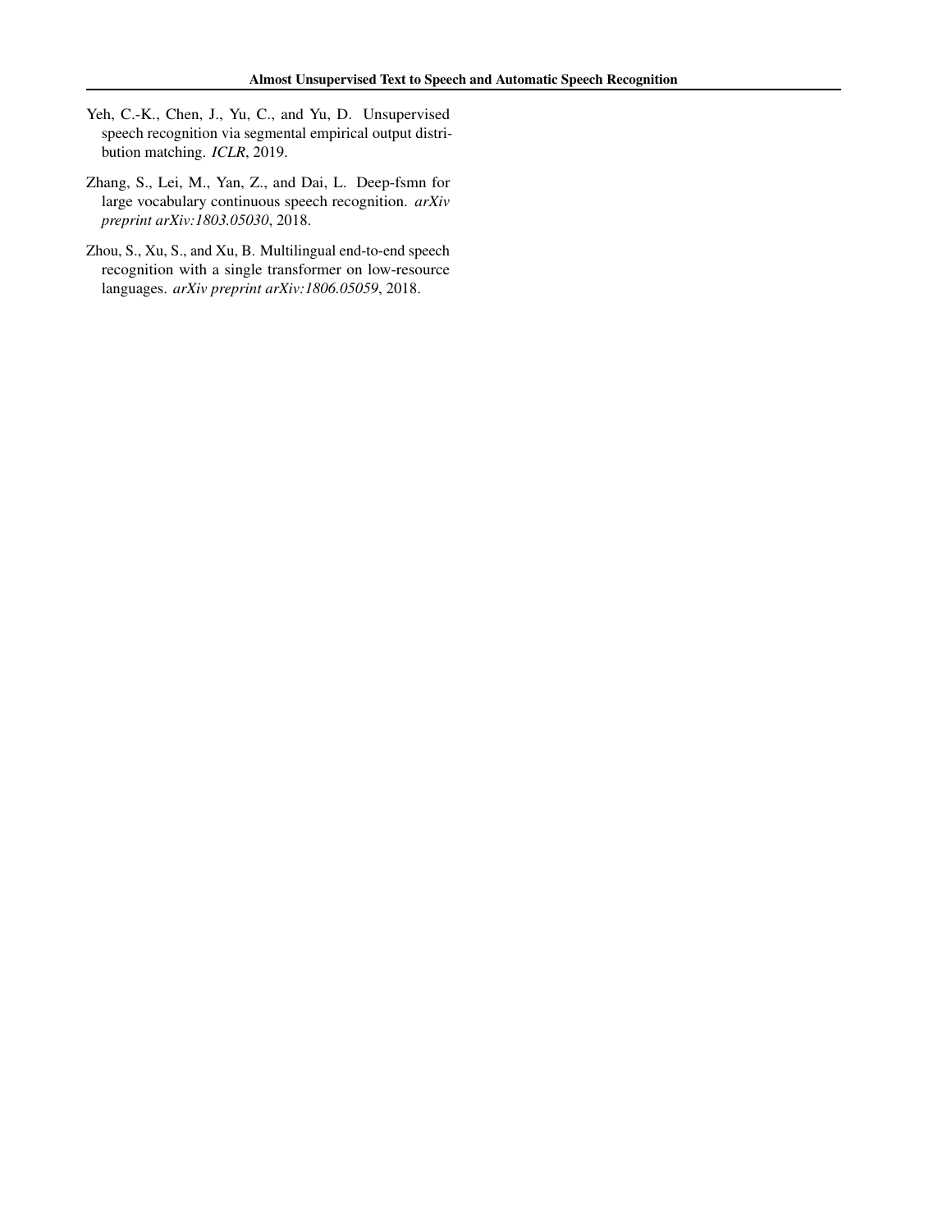Yeh, C.-K., Chen, J., Yu, C., and Yu, D. Unsupervised speech recognition via segmental empirical output distribution matching. *ICLR*, 2019.

Zhang, S., Lei, M., Yan, Z., and Dai, L. Deep-fsmn for large vocabulary continuous speech recognition. *arXiv preprint arXiv:1803.05030*, 2018.

Zhou, S., Xu, S., and Xu, B. Multilingual end-to-end speech recognition with a single transformer on low-resource languages. *arXiv preprint arXiv:1806.05059*, 2018.